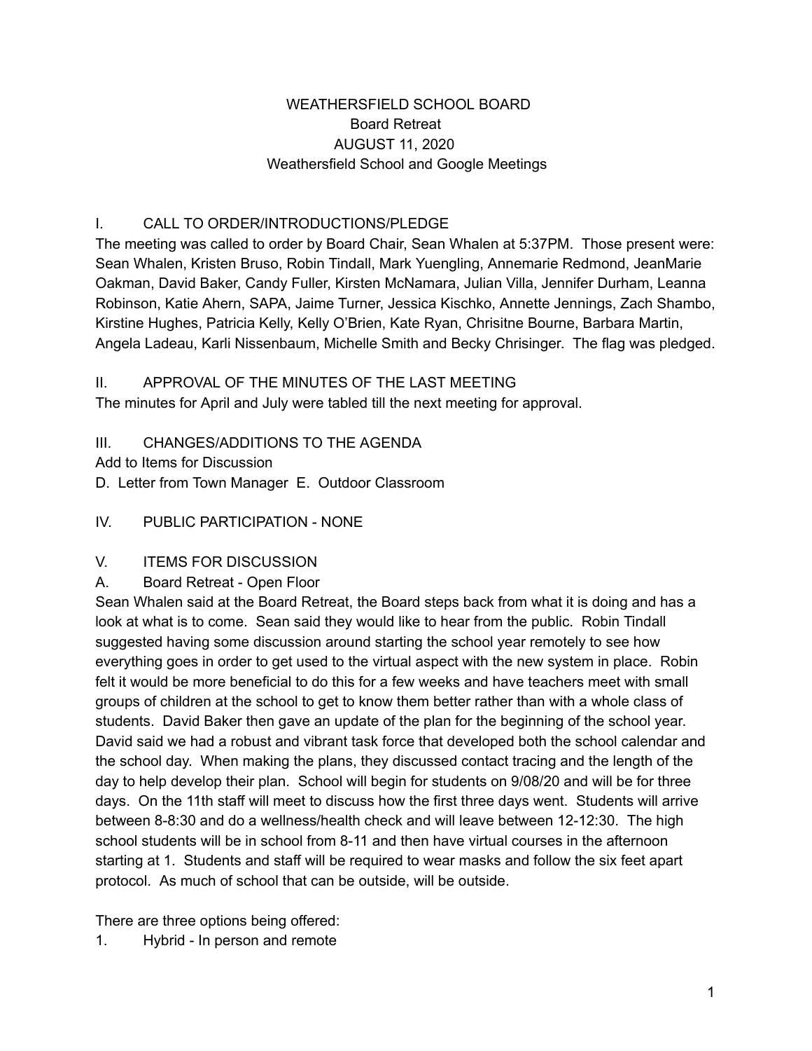# WEATHERSFIELD SCHOOL BOARD
## Board Retreat
## AUGUST 11, 2020
## Weathersfield School and Google Meetings

## I. CALL TO ORDER/INTRODUCTIONS/PLEDGE

The meeting was called to order by Board Chair, Sean Whalen at 5:37PM. Those present were: Sean Whalen, Kristen Bruso, Robin Tindall, Mark Yuengling, Annemarie Redmond, JeanMarie Oakman, David Baker, Candy Fuller, Kirsten McNamara, Julian Villa, Jennifer Durham, Leanna Robinson, Katie Ahern, SAPA, Jaime Turner, Jessica Kischko, Annette Jennings, Zach Shambo, Kirstine Hughes, Patricia Kelly, Kelly O'Brien, Kate Ryan, Chrisitne Bourne, Barbara Martin, Angela Ladeau, Karli Nissenbaum, Michelle Smith and Becky Chrisinger. The flag was pledged.

## II. APPROVAL OF THE MINUTES OF THE LAST MEETING

The minutes for April and July were tabled till the next meeting for approval.

## III. CHANGES/ADDITIONS TO THE AGENDA

Add to Items for Discussion

D. Letter from Town Manager E. Outdoor Classroom

## IV. PUBLIC PARTICIPATION - NONE

## V. ITEMS FOR DISCUSSION

A. Board Retreat - Open Floor

Sean Whalen said at the Board Retreat, the Board steps back from what it is doing and has a look at what is to come. Sean said they would like to hear from the public. Robin Tindall suggested having some discussion around starting the school year remotely to see how everything goes in order to get used to the virtual aspect with the new system in place. Robin felt it would be more beneficial to do this for a few weeks and have teachers meet with small groups of children at the school to get to know them better rather than with a whole class of students. David Baker then gave an update of the plan for the beginning of the school year. David said we had a robust and vibrant task force that developed both the school calendar and the school day. When making the plans, they discussed contact tracing and the length of the day to help develop their plan. School will begin for students on 9/08/20 and will be for three days. On the 11th staff will meet to discuss how the first three days went. Students will arrive between 8-8:30 and do a wellness/health check and will leave between 12-12:30. The high school students will be in school from 8-11 and then have virtual courses in the afternoon starting at 1. Students and staff will be required to wear masks and follow the six feet apart protocol. As much of school that can be outside, will be outside.

There are three options being offered:

1. Hybrid - In person and remote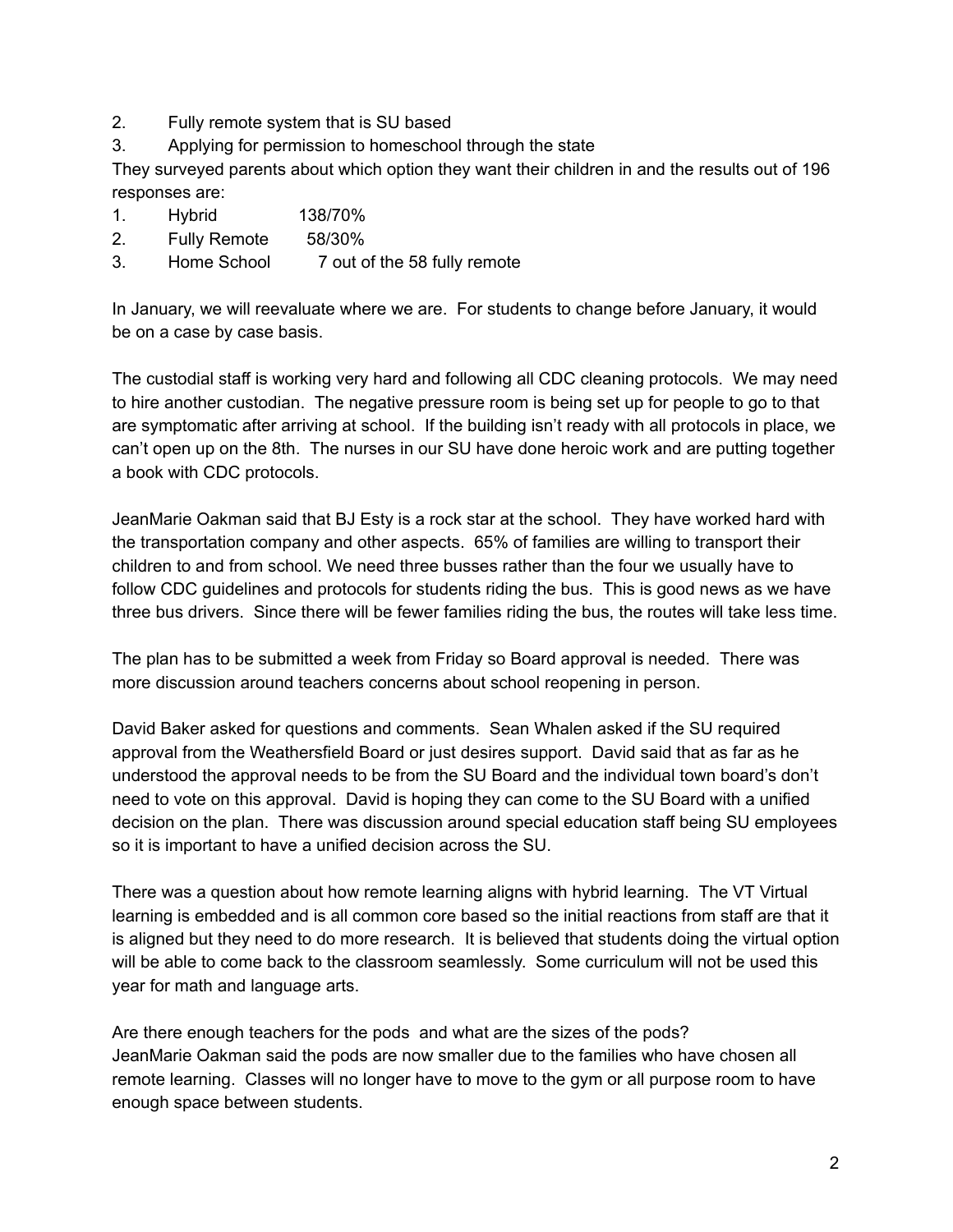2. Fully remote system that is SU based
3. Applying for permission to homeschool through the state

They surveyed parents about which option they want their children in and the results out of 196 responses are:

1. Hybrid 138/70%
2. Fully Remote 58/30%
3. Home School 7 out of the 58 fully remote

In January, we will reevaluate where we are. For students to change before January, it would be on a case by case basis.

The custodial staff is working very hard and following all CDC cleaning protocols. We may need to hire another custodian. The negative pressure room is being set up for people to go to that are symptomatic after arriving at school. If the building isn't ready with all protocols in place, we can't open up on the 8th. The nurses in our SU have done heroic work and are putting together a book with CDC protocols.

JeanMarie Oakman said that BJ Esty is a rock star at the school. They have worked hard with the transportation company and other aspects. 65% of families are willing to transport their children to and from school. We need three busses rather than the four we usually have to follow CDC guidelines and protocols for students riding the bus. This is good news as we have three bus drivers. Since there will be fewer families riding the bus, the routes will take less time.

The plan has to be submitted a week from Friday so Board approval is needed. There was more discussion around teachers concerns about school reopening in person.

David Baker asked for questions and comments. Sean Whalen asked if the SU required approval from the Weathersfield Board or just desires support. David said that as far as he understood the approval needs to be from the SU Board and the individual town board's don't need to vote on this approval. David is hoping they can come to the SU Board with a unified decision on the plan. There was discussion around special education staff being SU employees so it is important to have a unified decision across the SU.

There was a question about how remote learning aligns with hybrid learning. The VT Virtual learning is embedded and is all common core based so the initial reactions from staff are that it is aligned but they need to do more research. It is believed that students doing the virtual option will be able to come back to the classroom seamlessly. Some curriculum will not be used this year for math and language arts.

Are there enough teachers for the pods and what are the sizes of the pods?
JeanMarie Oakman said the pods are now smaller due to the families who have chosen all remote learning. Classes will no longer have to move to the gym or all purpose room to have enough space between students.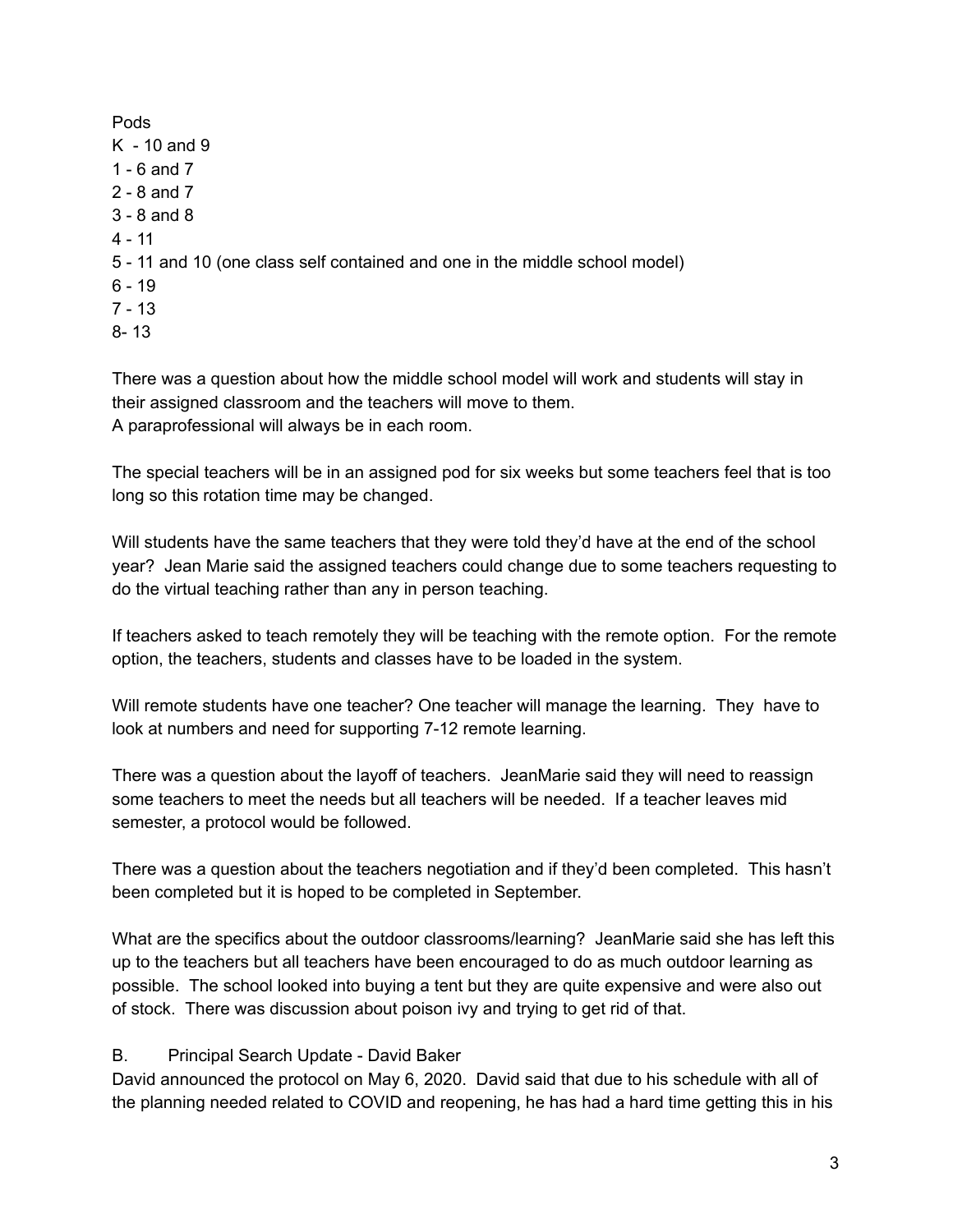Pods
K  - 10 and 9
1 - 6 and 7
2 - 8 and 7
3 - 8 and 8
4 - 11
5 - 11 and 10 (one class self contained and one in the middle school model)
6 - 19
7 - 13
8- 13

There was a question about how the middle school model will work and students will stay in their assigned classroom and the teachers will move to them.
A paraprofessional will always be in each room.

The special teachers will be in an assigned pod for six weeks but some teachers feel that is too long so this rotation time may be changed.

Will students have the same teachers that they were told they'd have at the end of the school year?  Jean Marie said the assigned teachers could change due to some teachers requesting to do the virtual teaching rather than any in person teaching.

If teachers asked to teach remotely they will be teaching with the remote option.  For the remote option, the teachers, students and classes have to be loaded in the system.

Will remote students have one teacher? One teacher will manage the learning.  They  have to look at numbers and need for supporting 7-12 remote learning.

There was a question about the layoff of teachers.  JeanMarie said they will need to reassign some teachers to meet the needs but all teachers will be needed.  If a teacher leaves mid semester, a protocol would be followed.

There was a question about the teachers negotiation and if they'd been completed.  This hasn't been completed but it is hoped to be completed in September.

What are the specifics about the outdoor classrooms/learning?  JeanMarie said she has left this up to the teachers but all teachers have been encouraged to do as much outdoor learning as possible.  The school looked into buying a tent but they are quite expensive and were also out of stock.  There was discussion about poison ivy and trying to get rid of that.

B.    Principal Search Update - David Baker
David announced the protocol on May 6, 2020.  David said that due to his schedule with all of the planning needed related to COVID and reopening, he has had a hard time getting this in his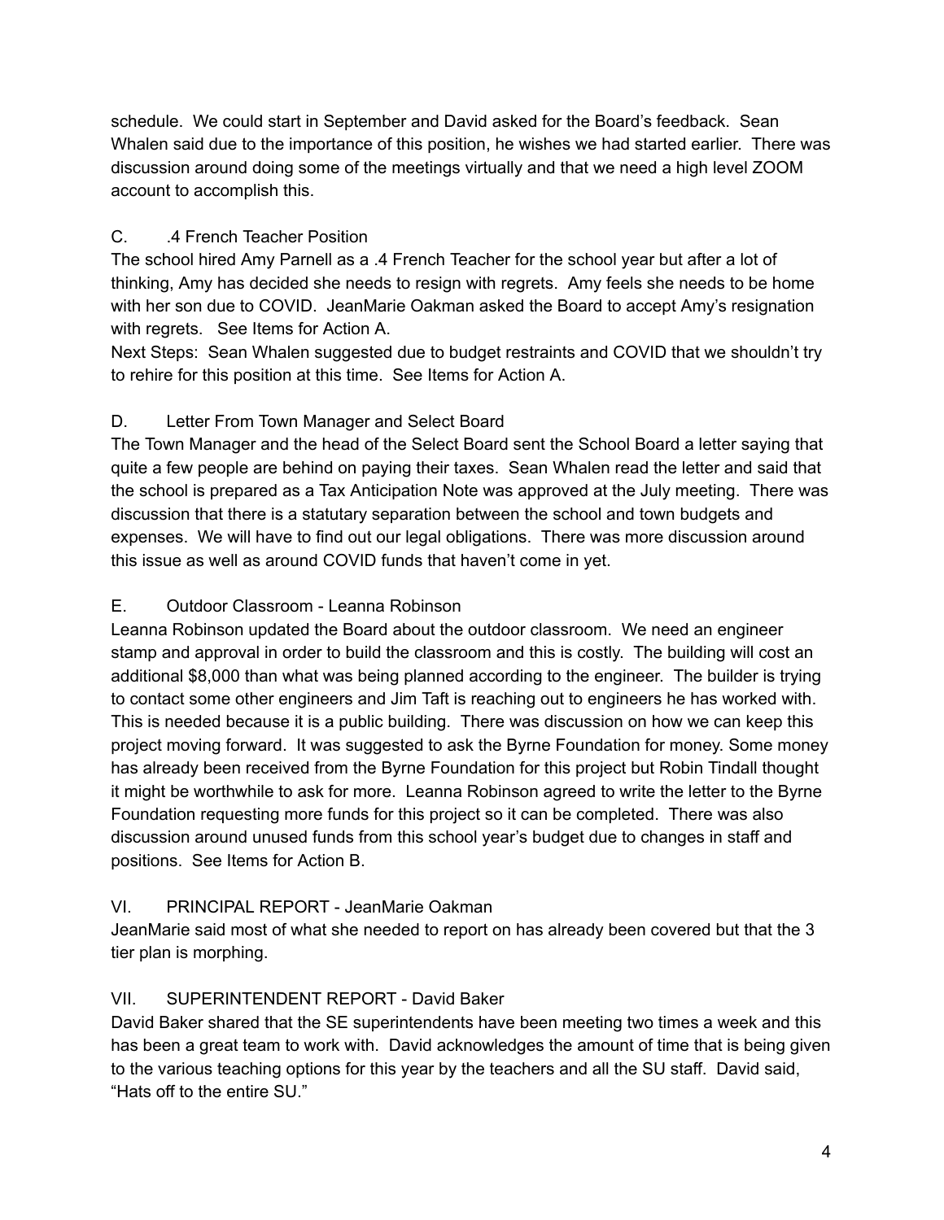schedule. We could start in September and David asked for the Board's feedback. Sean Whalen said due to the importance of this position, he wishes we had started earlier. There was discussion around doing some of the meetings virtually and that we need a high level ZOOM account to accomplish this.

C. .4 French Teacher Position

The school hired Amy Parnell as a .4 French Teacher for the school year but after a lot of thinking, Amy has decided she needs to resign with regrets. Amy feels she needs to be home with her son due to COVID. JeanMarie Oakman asked the Board to accept Amy's resignation with regrets. See Items for Action A.

Next Steps: Sean Whalen suggested due to budget restraints and COVID that we shouldn't try to rehire for this position at this time. See Items for Action A.

D. Letter From Town Manager and Select Board

The Town Manager and the head of the Select Board sent the School Board a letter saying that quite a few people are behind on paying their taxes. Sean Whalen read the letter and said that the school is prepared as a Tax Anticipation Note was approved at the July meeting. There was discussion that there is a statutary separation between the school and town budgets and expenses. We will have to find out our legal obligations. There was more discussion around this issue as well as around COVID funds that haven't come in yet.

E. Outdoor Classroom - Leanna Robinson

Leanna Robinson updated the Board about the outdoor classroom. We need an engineer stamp and approval in order to build the classroom and this is costly. The building will cost an additional $8,000 than what was being planned according to the engineer. The builder is trying to contact some other engineers and Jim Taft is reaching out to engineers he has worked with. This is needed because it is a public building. There was discussion on how we can keep this project moving forward. It was suggested to ask the Byrne Foundation for money. Some money has already been received from the Byrne Foundation for this project but Robin Tindall thought it might be worthwhile to ask for more. Leanna Robinson agreed to write the letter to the Byrne Foundation requesting more funds for this project so it can be completed. There was also discussion around unused funds from this school year's budget due to changes in staff and positions. See Items for Action B.

VI. PRINCIPAL REPORT - JeanMarie Oakman

JeanMarie said most of what she needed to report on has already been covered but that the 3 tier plan is morphing.

VII. SUPERINTENDENT REPORT - David Baker

David Baker shared that the SE superintendents have been meeting two times a week and this has been a great team to work with. David acknowledges the amount of time that is being given to the various teaching options for this year by the teachers and all the SU staff. David said, "Hats off to the entire SU."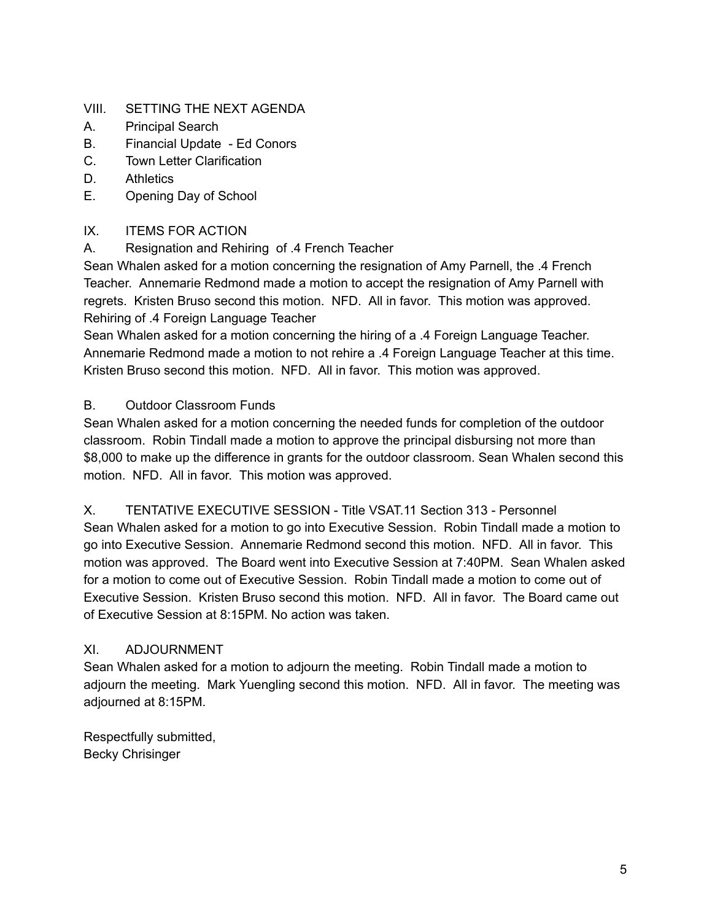VIII. SETTING THE NEXT AGENDA

A. Principal Search

B. Financial Update - Ed Conors

C. Town Letter Clarification

D. Athletics

E. Opening Day of School

IX. ITEMS FOR ACTION

A. Resignation and Rehiring of .4 French Teacher

Sean Whalen asked for a motion concerning the resignation of Amy Parnell, the .4 French Teacher. Annemarie Redmond made a motion to accept the resignation of Amy Parnell with regrets. Kristen Bruso second this motion. NFD. All in favor. This motion was approved.

Rehiring of .4 Foreign Language Teacher

Sean Whalen asked for a motion concerning the hiring of a .4 Foreign Language Teacher. Annemarie Redmond made a motion to not rehire a .4 Foreign Language Teacher at this time. Kristen Bruso second this motion. NFD. All in favor. This motion was approved.

B. Outdoor Classroom Funds

Sean Whalen asked for a motion concerning the needed funds for completion of the outdoor classroom. Robin Tindall made a motion to approve the principal disbursing not more than $8,000 to make up the difference in grants for the outdoor classroom. Sean Whalen second this motion. NFD. All in favor. This motion was approved.

X. TENTATIVE EXECUTIVE SESSION - Title VSAT.11 Section 313 - Personnel

Sean Whalen asked for a motion to go into Executive Session. Robin Tindall made a motion to go into Executive Session. Annemarie Redmond second this motion. NFD. All in favor. This motion was approved. The Board went into Executive Session at 7:40PM. Sean Whalen asked for a motion to come out of Executive Session. Robin Tindall made a motion to come out of Executive Session. Kristen Bruso second this motion. NFD. All in favor. The Board came out of Executive Session at 8:15PM. No action was taken.

XI. ADJOURNMENT

Sean Whalen asked for a motion to adjourn the meeting. Robin Tindall made a motion to adjourn the meeting. Mark Yuengling second this motion. NFD. All in favor. The meeting was adjourned at 8:15PM.

Respectfully submitted,
Becky Chrisinger